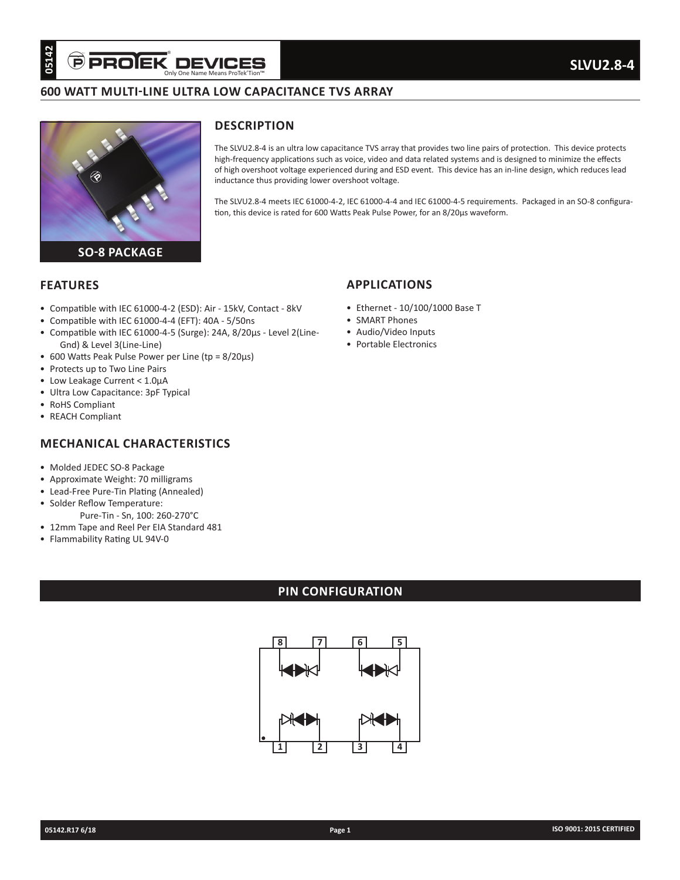# SLVU2.8-4

## 600 WATT MULTI-LINE ULTRA LOW CAPACITANCE TVS ARRAY

SO-8 PACKAGE

## DESCRIPTION

The SLVU2.8-4 is an ultra low capacitance TVS array that provides two line pairs of protection. This device protects high-frequency applications such as voice, video and data related systems and is designed to minimize the effects of high overshoot voltage experienced during and ESD event. This device has an in-line design, which reduces lead inductance thus providing lower overshoot voltage.

The SLVU2.8-4 meets IEC 61000-4-2, IEC 61000-4-4 and IEC 61000-4-5 requirements. Packaged in an SO-8 configuration, this device is rated for 600 Watts Peak Pulse Power, for an 8/20µs waveform.

## FEATURES

- Compatible with IEC 61000-4-2 (ESD): Air - 15kV, Contact - 8kV
- Compatible with IEC 61000-4-4 (EFT): 40A - 5/50ns
- Compatible with IEC 61000-4-5 (Surge): 24A, 8/20µs - Level 2(Line-Gnd) & Level 3(Line-Line)
- 600 Watts Peak Pulse Power per Line (tp = 8/20µs)
- Protects up to Two Line Pairs
- Low Leakage Current < 1.0µA
- Ultra Low Capacitance: 3pF Typical
- RoHS Compliant
- REACH Compliant

## APPLICATIONS

- Ethernet - 10/100/1000 Base T
- SMART Phones
- Audio/Video Inputs
- Portable Electronics

## MECHANICAL CHARACTERISTICS

- Molded JEDEC SO-8 Package
- Approximate Weight: 70 milligrams
- Lead-Free Pure-Tin Plating (Annealed)
- Solder Reflow Temperature:
  Pure-Tin - Sn, 100: 260-270°C
- 12mm Tape and Reel Per EIA Standard 481
- Flammability Rating UL 94V-0

## PIN CONFIGURATION

8 7 6 5

1 2 3 4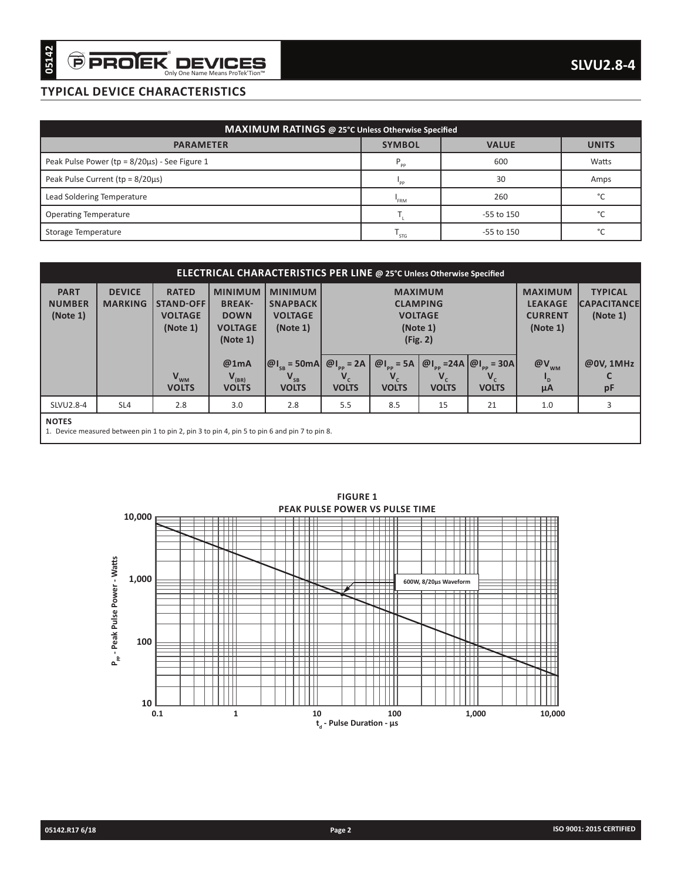## TYPICAL DEVICE CHARACTERISTICS

| MAXIMUM RATINGS @ 25°C Unless Otherwise Specified | | | |
|---|---|---|---|
| PARAMETER | SYMBOL | VALUE | UNITS |
| Peak Pulse Power (tp = 8/20µs) - See Figure 1 | $P_{PP}$ | 600 | Watts |
| Peak Pulse Current (tp = 8/20µs) | $I_{PP}$ | 30 | Amps |
| Lead Soldering Temperature | $T_{FRM}$ | 260 | °C |
| Operating Temperature | $T_L$ | -55 to 150 | °C |
| Storage Temperature | $T_{STG}$ | -55 to 150 | °C |

| ELECTRICAL CHARACTERISTICS PER LINE @ 25°C Unless Otherwise Specified | | | | | | | | | | |
|---|---|---|---|---|---|---|---|---|---|---|
| PART NUMBER (Note 1) | DEVICE MARKING | RATED STAND-OFF VOLTAGE (Note 1) | MINIMUM BREAK-DOWN VOLTAGE (Note 1) | MINIMUM SNAPBACK VOLTAGE (Note 1) | MAXIMUM CLAMPING VOLTAGE (Note 1) (Fig. 2) | | | | MAXIMUM LEAKAGE CURRENT (Note 1) | TYPICAL CAPACITANCE (Note 1) |
| | | $V_{WM}$ VOLTS | @1mA $V_{(BR)}$ VOLTS | @$I_{SB}$ = 50mA $V_{SB}$ VOLTS | @$I_{PP}$ = 2A $V_C$ VOLTS | @$I_{PP}$ = 5A $V_C$ VOLTS | @$I_{PP}$ =24A $V_C$ VOLTS | @$I_{PP}$ = 30A $V_C$ VOLTS | @$V_{WM}$ $I_D$ µA | @0V, 1MHz C pF |
| SLVU2.8-4 | SL4 | 2.8 | 3.0 | 2.8 | 5.5 | 8.5 | 15 | 21 | 1.0 | 3 |

**NOTES**

1. Device measured between pin 1 to pin 2, pin 3 to pin 4, pin 5 to pin 6 and pin 7 to pin 8.

**FIGURE 1**
**PEAK PULSE POWER VS PULSE TIME**

600W, 8/20µs Waveform

$P_{PP}$ - Peak Pulse Power - Watts

$t_d$ - Pulse Duration - µs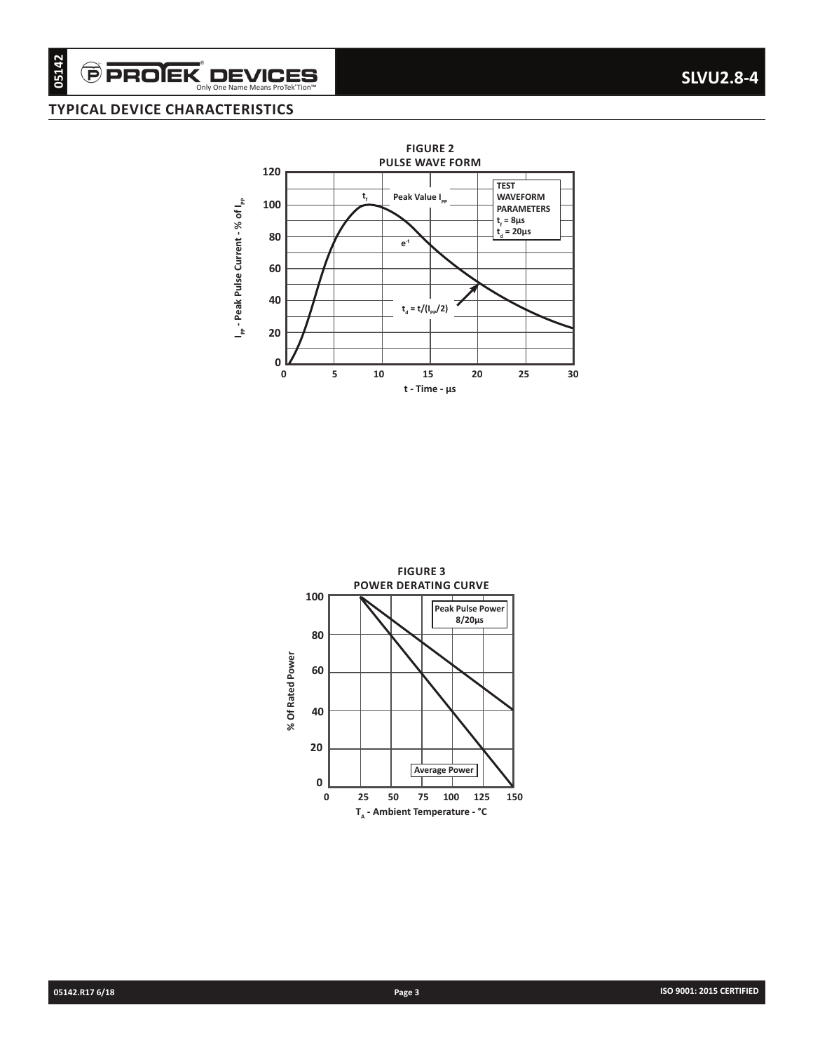## TYPICAL DEVICE CHARACTERISTICS

**FIGURE 2**
**PULSE WAVE FORM**

$I_{PP}$ - Peak Pulse Current - % of $I_{PP}$ vs. t - Time - µs

TEST WAVEFORM PARAMETERS
$t_f$ = 8µs
$t_d$ = 20µs

Peak Value $I_{PP}$

$e^{-t}$

$t_d = t/(I_{PP}/2)$

**FIGURE 3**
**POWER DERATING CURVE**

% Of Rated Power vs. $T_A$ - Ambient Temperature - °C

Peak Pulse Power 8/20µs

Average Power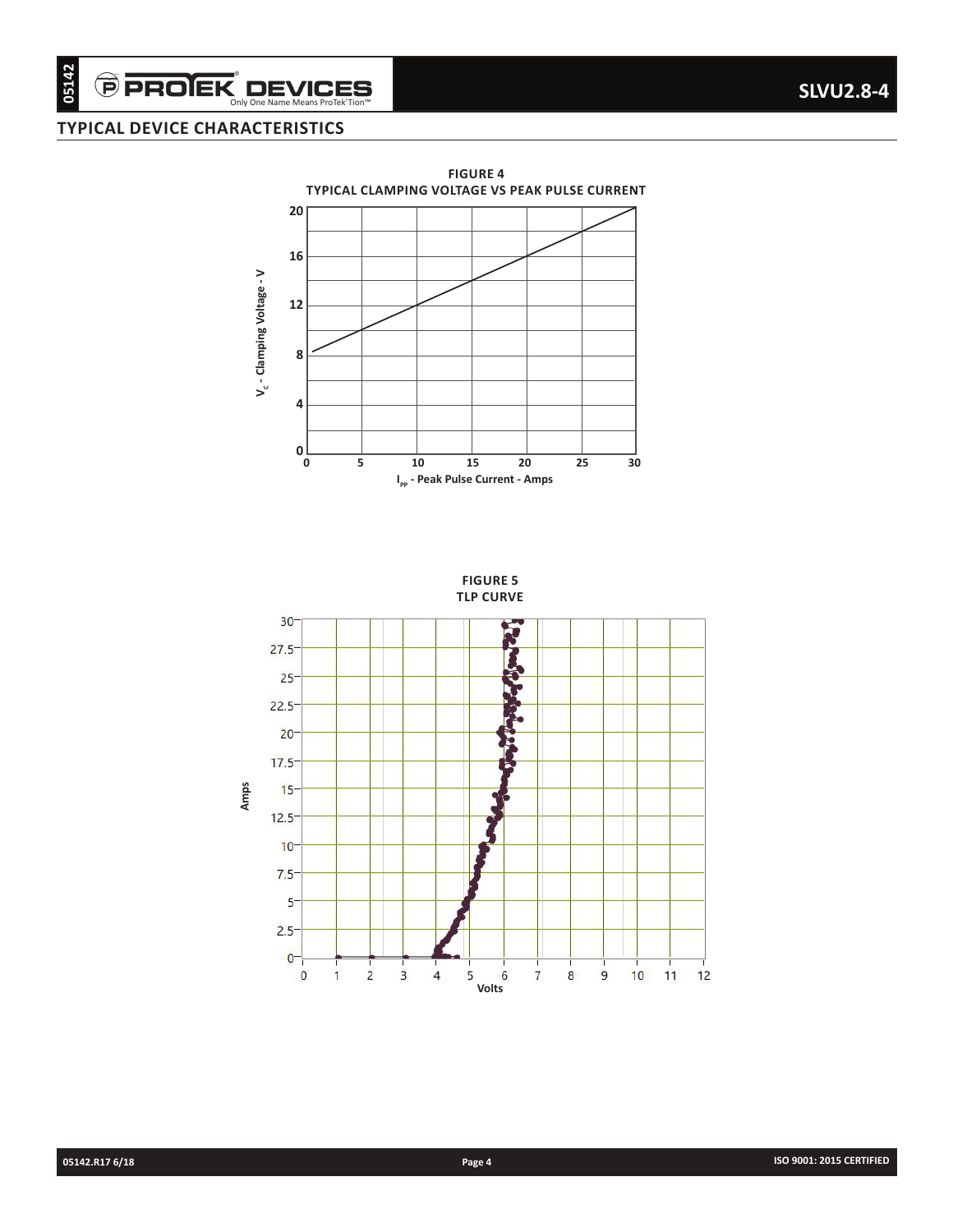## TYPICAL DEVICE CHARACTERISTICS

**FIGURE 4**
**TYPICAL CLAMPING VOLTAGE VS PEAK PULSE CURRENT**

**FIGURE 5**
**TLP CURVE**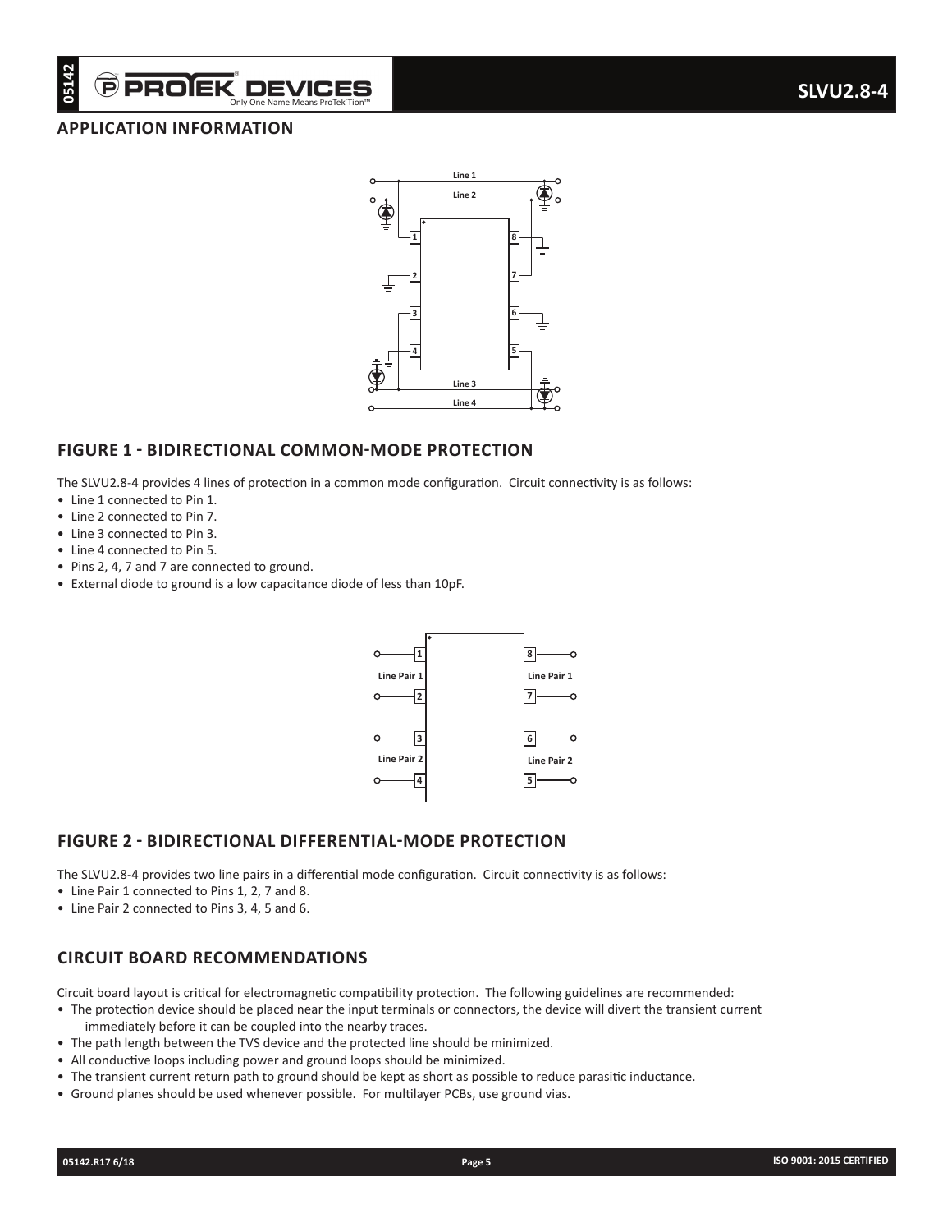## APPLICATION INFORMATION

## FIGURE 1 - BIDIRECTIONAL COMMON-MODE PROTECTION

The SLVU2.8-4 provides 4 lines of protection in a common mode configuration. Circuit connectivity is as follows:

- Line 1 connected to Pin 1.
- Line 2 connected to Pin 7.
- Line 3 connected to Pin 3.
- Line 4 connected to Pin 5.
- Pins 2, 4, 7 and 7 are connected to ground.
- External diode to ground is a low capacitance diode of less than 10pF.

## FIGURE 2 - BIDIRECTIONAL DIFFERENTIAL-MODE PROTECTION

The SLVU2.8-4 provides two line pairs in a differential mode configuration. Circuit connectivity is as follows:

- Line Pair 1 connected to Pins 1, 2, 7 and 8.
- Line Pair 2 connected to Pins 3, 4, 5 and 6.

## CIRCUIT BOARD RECOMMENDATIONS

Circuit board layout is critical for electromagnetic compatibility protection. The following guidelines are recommended:

- The protection device should be placed near the input terminals or connectors, the device will divert the transient current immediately before it can be coupled into the nearby traces.
- The path length between the TVS device and the protected line should be minimized.
- All conductive loops including power and ground loops should be minimized.
- The transient current return path to ground should be kept as short as possible to reduce parasitic inductance.
- Ground planes should be used whenever possible. For multilayer PCBs, use ground vias.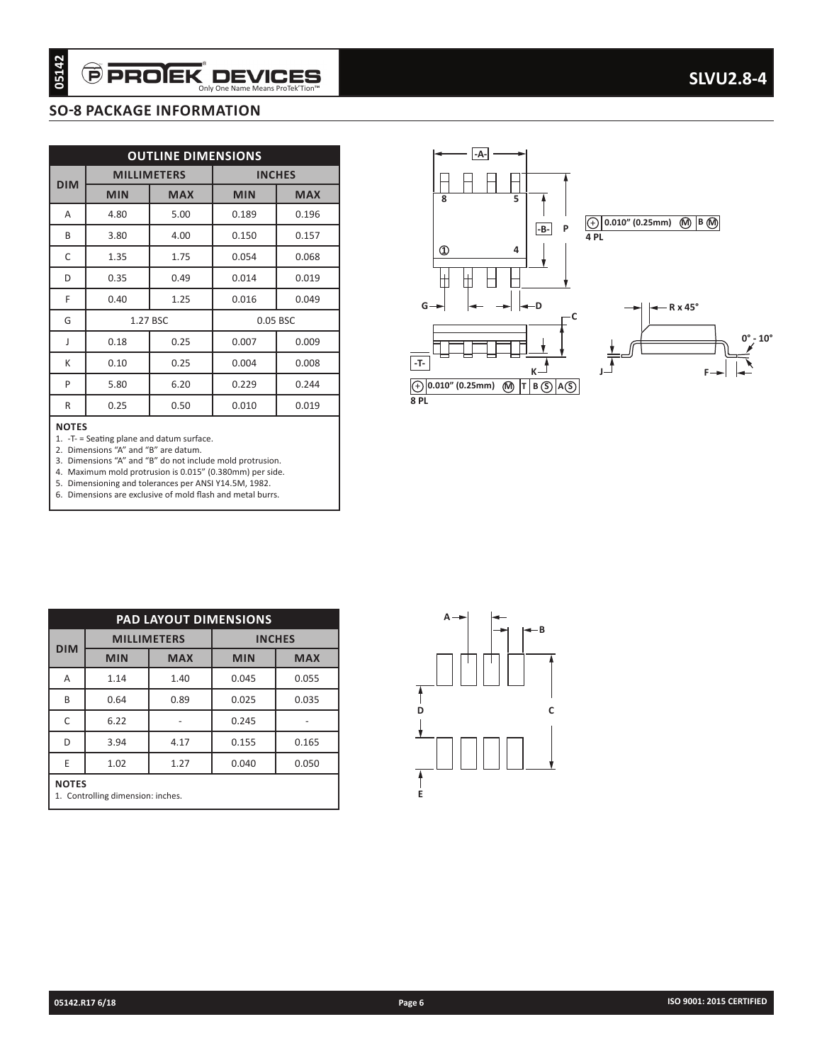## SO-8 PACKAGE INFORMATION

| OUTLINE DIMENSIONS | | | | |
|---|---|---|---|---|
| DIM | MILLIMETERS | | INCHES | |
| | MIN | MAX | MIN | MAX |
| A | 4.80 | 5.00 | 0.189 | 0.196 |
| B | 3.80 | 4.00 | 0.150 | 0.157 |
| C | 1.35 | 1.75 | 0.054 | 0.068 |
| D | 0.35 | 0.49 | 0.014 | 0.019 |
| F | 0.40 | 1.25 | 0.016 | 0.049 |
| G | 1.27 BSC | | 0.05 BSC | |
| J | 0.18 | 0.25 | 0.007 | 0.009 |
| K | 0.10 | 0.25 | 0.004 | 0.008 |
| P | 5.80 | 6.20 | 0.229 | 0.244 |
| R | 0.25 | 0.50 | 0.010 | 0.019 |

**NOTES**

1. -T- = Seating plane and datum surface.
2. Dimensions "A" and "B" are datum.
3. Dimensions "A" and "B" do not include mold protrusion.
4. Maximum mold protrusion is 0.015" (0.380mm) per side.
5. Dimensioning and tolerances per ANSI Y14.5M, 1982.
6. Dimensions are exclusive of mold flash and metal burrs.

| PAD LAYOUT DIMENSIONS | | | | |
|---|---|---|---|---|
| DIM | MILLIMETERS | | INCHES | |
| | MIN | MAX | MIN | MAX |
| A | 1.14 | 1.40 | 0.045 | 0.055 |
| B | 0.64 | 0.89 | 0.025 | 0.035 |
| C | 6.22 | - | 0.245 | - |
| D | 3.94 | 4.17 | 0.155 | 0.165 |
| E | 1.02 | 1.27 | 0.040 | 0.050 |

**NOTES**

1. Controlling dimension: inches.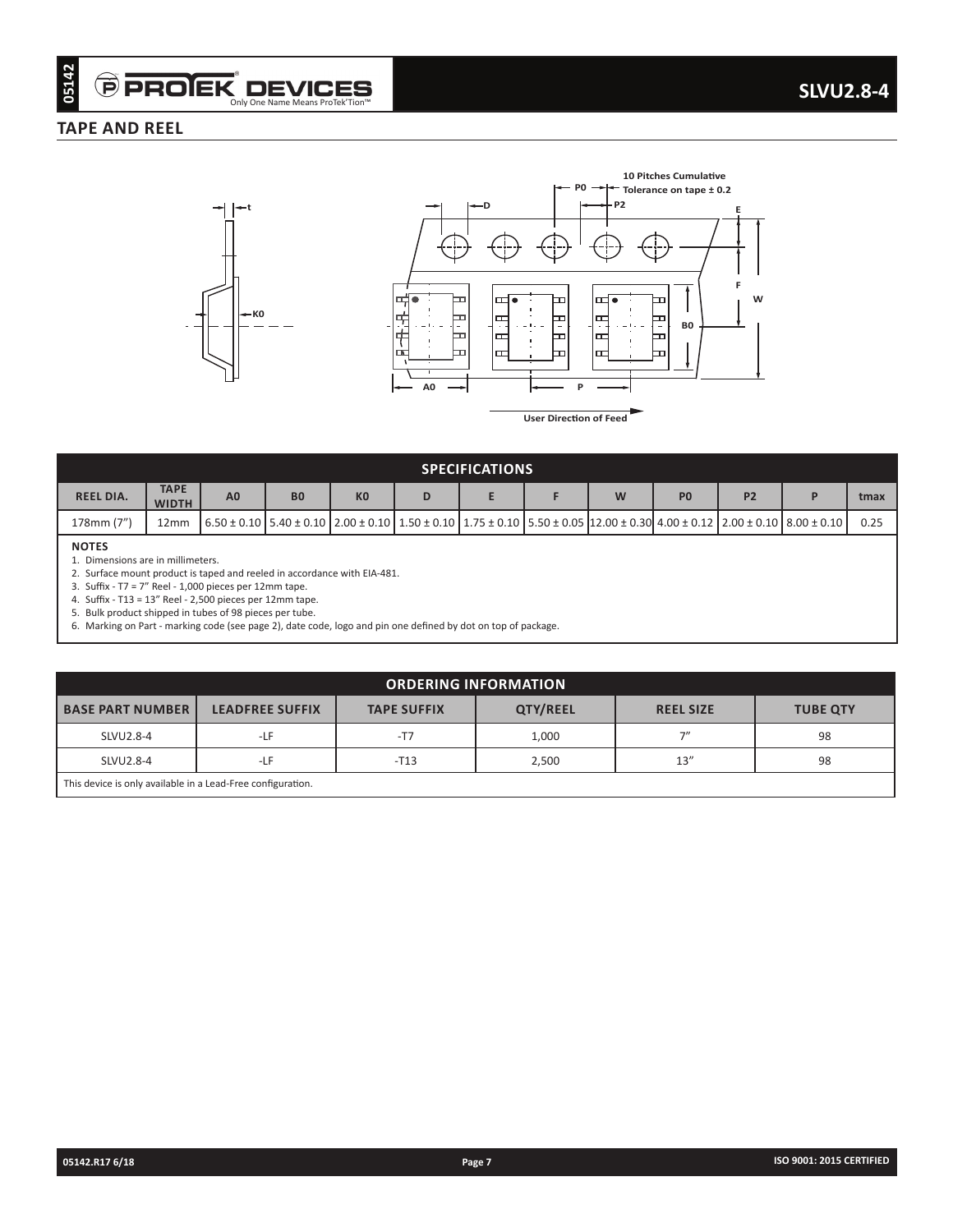## TAPE AND REEL

| SPECIFICATIONS | | | | | | | | | | | | |
|---|---|---|---|---|---|---|---|---|---|---|---|---|
| REEL DIA. | TAPE WIDTH | A0 | B0 | K0 | D | E | F | W | P0 | P2 | P | tmax |
| 178mm (7") | 12mm | 6.50 ± 0.10 | 5.40 ± 0.10 | 2.00 ± 0.10 | 1.50 ± 0.10 | 1.75 ± 0.10 | 5.50 ± 0.05 | 12.00 ± 0.30 | 4.00 ± 0.12 | 2.00 ± 0.10 | 8.00 ± 0.10 | 0.25 |

**NOTES**

1. Dimensions are in millimeters.
2. Surface mount product is taped and reeled in accordance with EIA-481.
3. Suffix - T7 = 7" Reel - 1,000 pieces per 12mm tape.
4. Suffix - T13 = 13" Reel - 2,500 pieces per 12mm tape.
5. Bulk product shipped in tubes of 98 pieces per tube.
6. Marking on Part - marking code (see page 2), date code, logo and pin one defined by dot on top of package.

| ORDERING INFORMATION | | | | | |
|---|---|---|---|---|---|
| BASE PART NUMBER | LEADFREE SUFFIX | TAPE SUFFIX | QTY/REEL | REEL SIZE | TUBE QTY |
| SLVU2.8-4 | -LF | -T7 | 1,000 | 7" | 98 |
| SLVU2.8-4 | -LF | -T13 | 2,500 | 13" | 98 |

This device is only available in a Lead-Free configuration.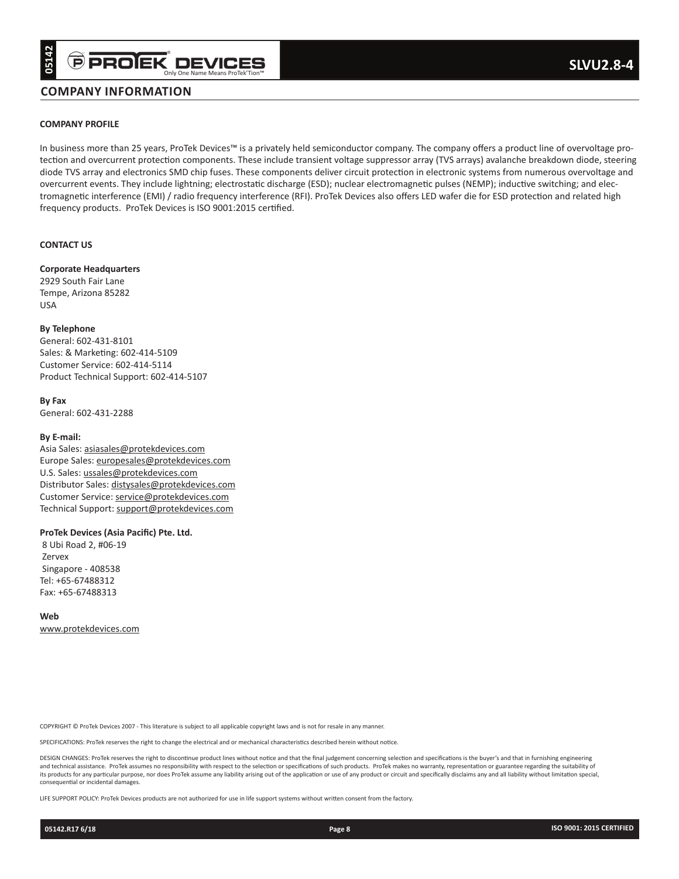## COMPANY INFORMATION

### COMPANY PROFILE

In business more than 25 years, ProTek Devices™ is a privately held semiconductor company. The company offers a product line of overvoltage protection and overcurrent protection components. These include transient voltage suppressor array (TVS arrays) avalanche breakdown diode, steering diode TVS array and electronics SMD chip fuses. These components deliver circuit protection in electronic systems from numerous overvoltage and overcurrent events. They include lightning; electrostatic discharge (ESD); nuclear electromagnetic pulses (NEMP); inductive switching; and electromagnetic interference (EMI) / radio frequency interference (RFI). ProTek Devices also offers LED wafer die for ESD protection and related high frequency products. ProTek Devices is ISO 9001:2015 certified.

### CONTACT US

**Corporate Headquarters**
2929 South Fair Lane
Tempe, Arizona 85282
USA

**By Telephone**
General: 602-431-8101
Sales: & Marketing: 602-414-5109
Customer Service: 602-414-5114
Product Technical Support: 602-414-5107

**By Fax**
General: 602-431-2288

**By E-mail:**
Asia Sales: asiasales@protekdevices.com
Europe Sales: europesales@protekdevices.com
U.S. Sales: ussales@protekdevices.com
Distributor Sales: distysales@protekdevices.com
Customer Service: service@protekdevices.com
Technical Support: support@protekdevices.com

**ProTek Devices (Asia Pacific) Pte. Ltd.**
8 Ubi Road 2, #06-19
Zervex
Singapore - 408538
Tel: +65-67488312
Fax: +65-67488313

**Web**
www.protekdevices.com

COPYRIGHT © ProTek Devices 2007 - This literature is subject to all applicable copyright laws and is not for resale in any manner.

SPECIFICATIONS: ProTek reserves the right to change the electrical and or mechanical characteristics described herein without notice.

DESIGN CHANGES: ProTek reserves the right to discontinue product lines without notice and that the final judgement concerning selection and specifications is the buyer's and that in furnishing engineering and technical assistance. ProTek assumes no responsibility with respect to the selection or specifications of such products. ProTek makes no warranty, representation or guarantee regarding the suitability of its products for any particular purpose, nor does ProTek assume any liability arising out of the application or use of any product or circuit and specifically disclaims any and all liability without limitation special, consequential or incidental damages.

LIFE SUPPORT POLICY: ProTek Devices products are not authorized for use in life support systems without written consent from the factory.